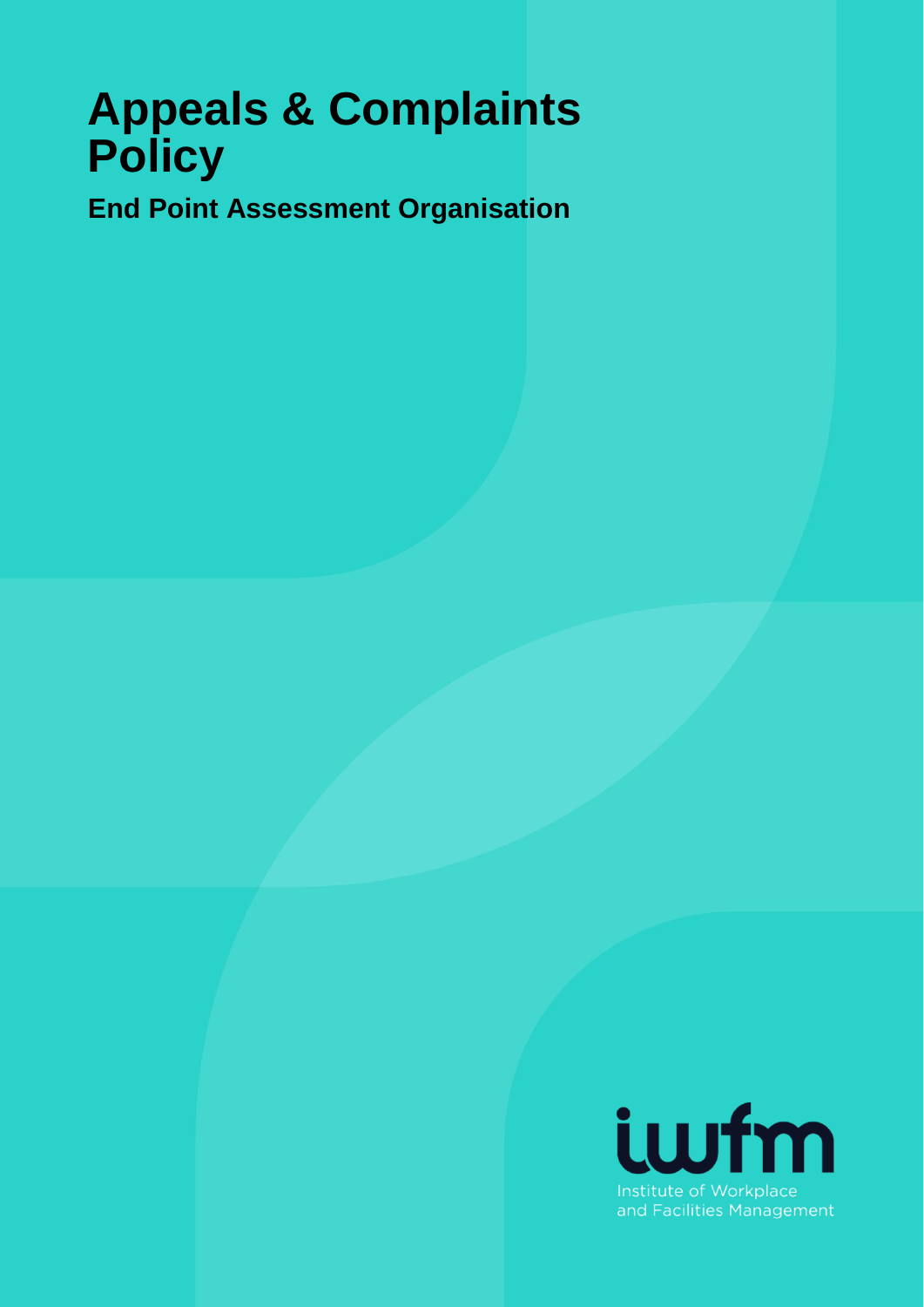# Appeals & Complaints Policy

## End Point Assessment Organisation

iwfm

Institute of Workplace and Facilities Management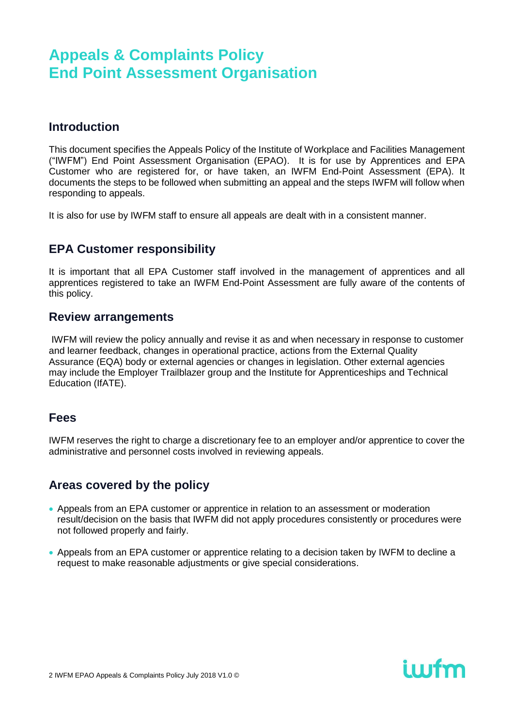# Appeals & Complaints Policy
# End Point Assessment Organisation

## Introduction

This document specifies the Appeals Policy of the Institute of Workplace and Facilities Management ("IWFM") End Point Assessment Organisation (EPAO). It is for use by Apprentices and EPA Customer who are registered for, or have taken, an IWFM End-Point Assessment (EPA). It documents the steps to be followed when submitting an appeal and the steps IWFM will follow when responding to appeals.

It is also for use by IWFM staff to ensure all appeals are dealt with in a consistent manner.

## EPA Customer responsibility

It is important that all EPA Customer staff involved in the management of apprentices and all apprentices registered to take an IWFM End-Point Assessment are fully aware of the contents of this policy.

## Review arrangements

IWFM will review the policy annually and revise it as and when necessary in response to customer and learner feedback, changes in operational practice, actions from the External Quality Assurance (EQA) body or external agencies or changes in legislation. Other external agencies may include the Employer Trailblazer group and the Institute for Apprenticeships and Technical Education (IfATE).

## Fees

IWFM reserves the right to charge a discretionary fee to an employer and/or apprentice to cover the administrative and personnel costs involved in reviewing appeals.

## Areas covered by the policy

- Appeals from an EPA customer or apprentice in relation to an assessment or moderation result/decision on the basis that IWFM did not apply procedures consistently or procedures were not followed properly and fairly.
- Appeals from an EPA customer or apprentice relating to a decision taken by IWFM to decline a request to make reasonable adjustments or give special considerations.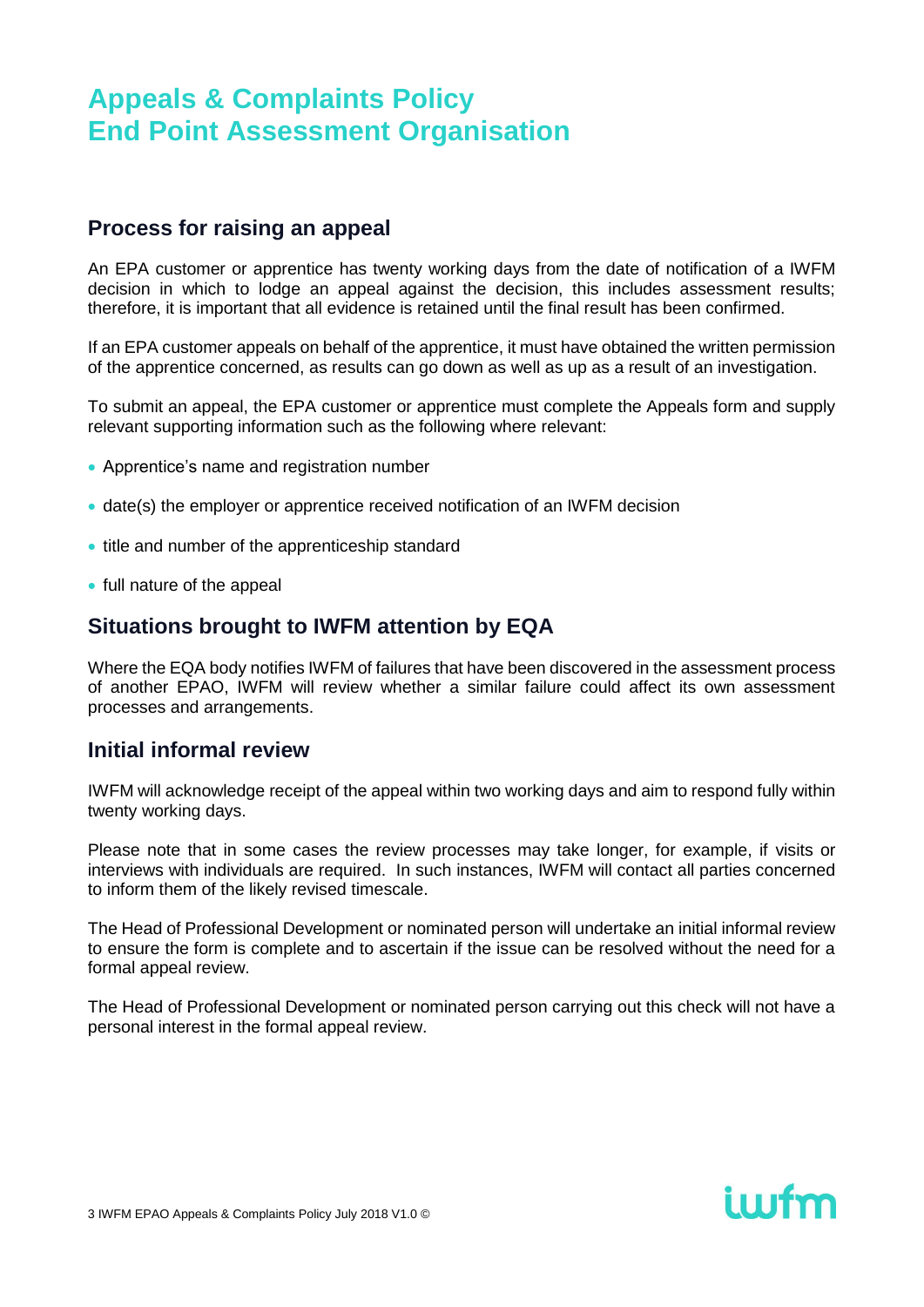# Appeals & Complaints Policy
# End Point Assessment Organisation

## Process for raising an appeal

An EPA customer or apprentice has twenty working days from the date of notification of a IWFM decision in which to lodge an appeal against the decision, this includes assessment results; therefore, it is important that all evidence is retained until the final result has been confirmed.

If an EPA customer appeals on behalf of the apprentice, it must have obtained the written permission of the apprentice concerned, as results can go down as well as up as a result of an investigation.

To submit an appeal, the EPA customer or apprentice must complete the Appeals form and supply relevant supporting information such as the following where relevant:

- Apprentice's name and registration number
- date(s) the employer or apprentice received notification of an IWFM decision
- title and number of the apprenticeship standard
- full nature of the appeal

## Situations brought to IWFM attention by EQA

Where the EQA body notifies IWFM of failures that have been discovered in the assessment process of another EPAO, IWFM will review whether a similar failure could affect its own assessment processes and arrangements.

## Initial informal review

IWFM will acknowledge receipt of the appeal within two working days and aim to respond fully within twenty working days.

Please note that in some cases the review processes may take longer, for example, if visits or interviews with individuals are required. In such instances, IWFM will contact all parties concerned to inform them of the likely revised timescale.

The Head of Professional Development or nominated person will undertake an initial informal review to ensure the form is complete and to ascertain if the issue can be resolved without the need for a formal appeal review.

The Head of Professional Development or nominated person carrying out this check will not have a personal interest in the formal appeal review.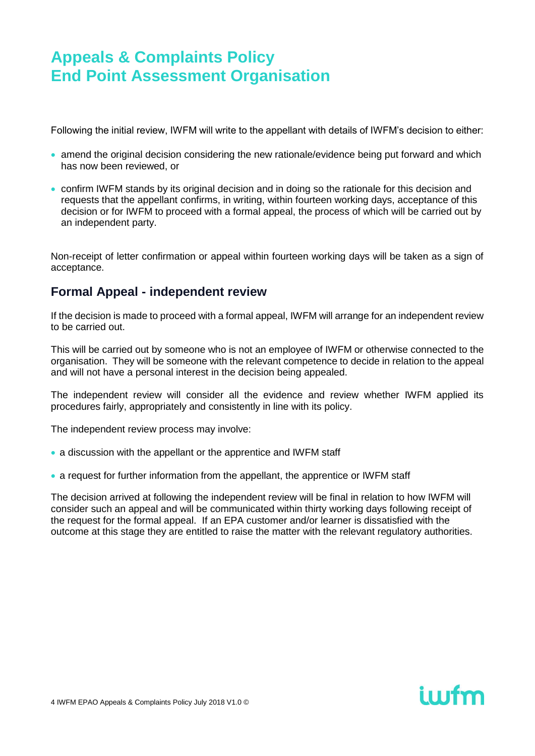# Appeals & Complaints Policy
# End Point Assessment Organisation

Following the initial review, IWFM will write to the appellant with details of IWFM's decision to either:

- amend the original decision considering the new rationale/evidence being put forward and which has now been reviewed, or
- confirm IWFM stands by its original decision and in doing so the rationale for this decision and requests that the appellant confirms, in writing, within fourteen working days, acceptance of this decision or for IWFM to proceed with a formal appeal, the process of which will be carried out by an independent party.

Non-receipt of letter confirmation or appeal within fourteen working days will be taken as a sign of acceptance.

## Formal Appeal - independent review

If the decision is made to proceed with a formal appeal, IWFM will arrange for an independent review to be carried out.

This will be carried out by someone who is not an employee of IWFM or otherwise connected to the organisation. They will be someone with the relevant competence to decide in relation to the appeal and will not have a personal interest in the decision being appealed.

The independent review will consider all the evidence and review whether IWFM applied its procedures fairly, appropriately and consistently in line with its policy.

The independent review process may involve:

- a discussion with the appellant or the apprentice and IWFM staff
- a request for further information from the appellant, the apprentice or IWFM staff

The decision arrived at following the independent review will be final in relation to how IWFM will consider such an appeal and will be communicated within thirty working days following receipt of the request for the formal appeal. If an EPA customer and/or learner is dissatisfied with the outcome at this stage they are entitled to raise the matter with the relevant regulatory authorities.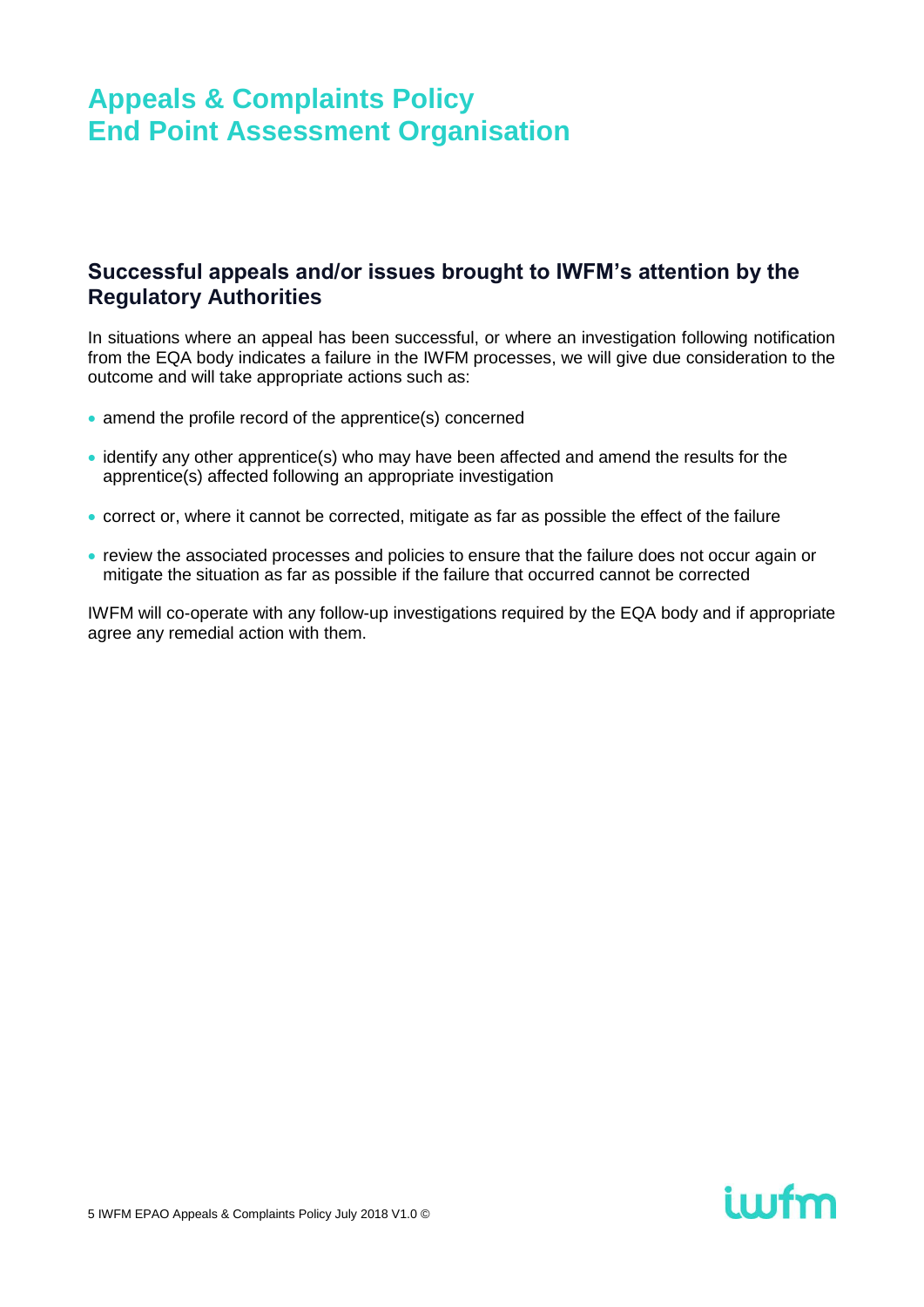# Appeals & Complaints Policy
# End Point Assessment Organisation

## Successful appeals and/or issues brought to IWFM's attention by the Regulatory Authorities

In situations where an appeal has been successful, or where an investigation following notification from the EQA body indicates a failure in the IWFM processes, we will give due consideration to the outcome and will take appropriate actions such as:

- amend the profile record of the apprentice(s) concerned
- identify any other apprentice(s) who may have been affected and amend the results for the apprentice(s) affected following an appropriate investigation
- correct or, where it cannot be corrected, mitigate as far as possible the effect of the failure
- review the associated processes and policies to ensure that the failure does not occur again or mitigate the situation as far as possible if the failure that occurred cannot be corrected

IWFM will co-operate with any follow-up investigations required by the EQA body and if appropriate agree any remedial action with them.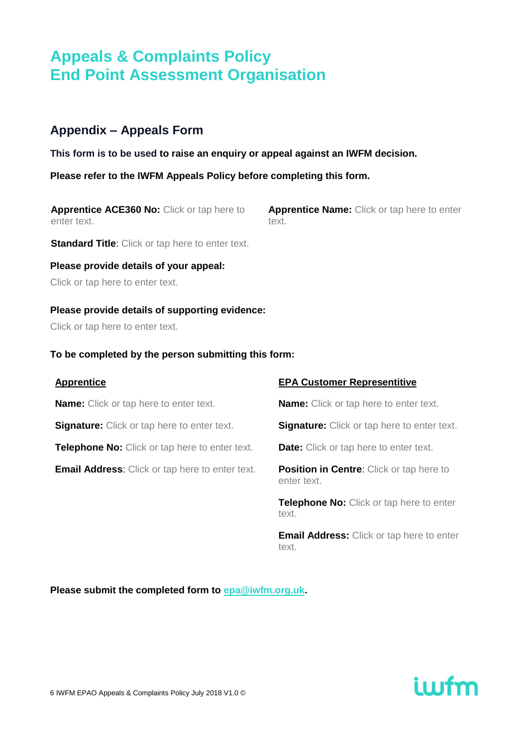# Appeals & Complaints Policy
# End Point Assessment Organisation

## Appendix – Appeals Form

**This form is to be used to raise an enquiry or appeal against an IWFM decision.**

**Please refer to the IWFM Appeals Policy before completing this form.**

**Apprentice ACE360 No:** Click or tap here to enter text.

**Apprentice Name:** Click or tap here to enter text.

**Standard Title**: Click or tap here to enter text.

**Please provide details of your appeal:**

Click or tap here to enter text.

**Please provide details of supporting evidence:**

Click or tap here to enter text.

**To be completed by the person submitting this form:**

**Apprentice**

**Name:** Click or tap here to enter text.

**Signature:** Click or tap here to enter text.

**Telephone No:** Click or tap here to enter text.

**Email Address**: Click or tap here to enter text.

**EPA Customer Representitive**

**Name:** Click or tap here to enter text.

**Signature:** Click or tap here to enter text.

**Date:** Click or tap here to enter text.

**Position in Centre**: Click or tap here to enter text.

**Telephone No:** Click or tap here to enter text.

**Email Address:** Click or tap here to enter text.

**Please submit the completed form to [epa@iwfm.org.uk](mailto:epa@iwfm.org.uk).**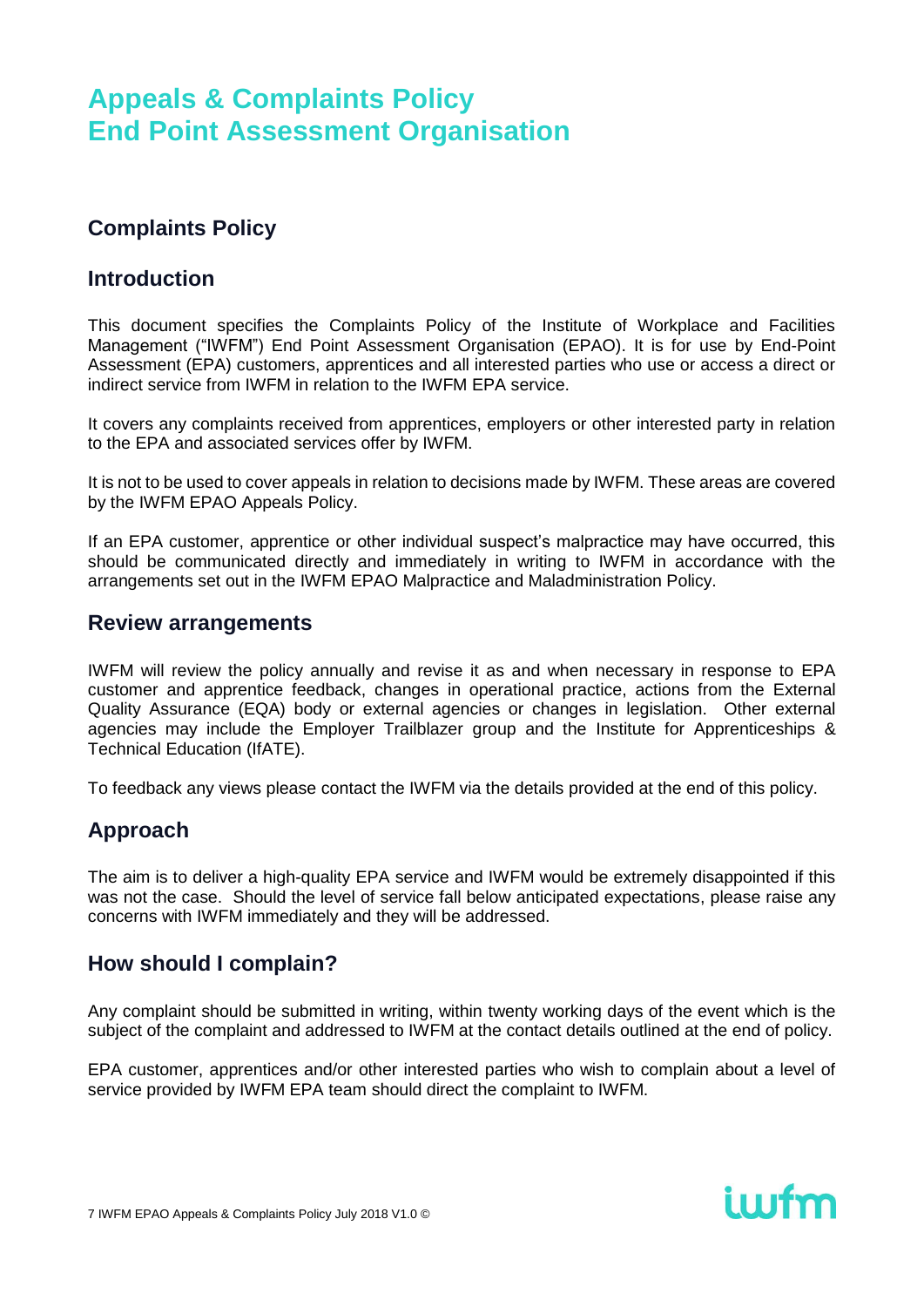# Appeals & Complaints Policy
# End Point Assessment Organisation

## Complaints Policy

## Introduction

This document specifies the Complaints Policy of the Institute of Workplace and Facilities Management ("IWFM") End Point Assessment Organisation (EPAO). It is for use by End-Point Assessment (EPA) customers, apprentices and all interested parties who use or access a direct or indirect service from IWFM in relation to the IWFM EPA service.

It covers any complaints received from apprentices, employers or other interested party in relation to the EPA and associated services offer by IWFM.

It is not to be used to cover appeals in relation to decisions made by IWFM. These areas are covered by the IWFM EPAO Appeals Policy.

If an EPA customer, apprentice or other individual suspect's malpractice may have occurred, this should be communicated directly and immediately in writing to IWFM in accordance with the arrangements set out in the IWFM EPAO Malpractice and Maladministration Policy.

## Review arrangements

IWFM will review the policy annually and revise it as and when necessary in response to EPA customer and apprentice feedback, changes in operational practice, actions from the External Quality Assurance (EQA) body or external agencies or changes in legislation. Other external agencies may include the Employer Trailblazer group and the Institute for Apprenticeships & Technical Education (IfATE).

To feedback any views please contact the IWFM via the details provided at the end of this policy.

## Approach

The aim is to deliver a high-quality EPA service and IWFM would be extremely disappointed if this was not the case. Should the level of service fall below anticipated expectations, please raise any concerns with IWFM immediately and they will be addressed.

## How should I complain?

Any complaint should be submitted in writing, within twenty working days of the event which is the subject of the complaint and addressed to IWFM at the contact details outlined at the end of policy.

EPA customer, apprentices and/or other interested parties who wish to complain about a level of service provided by IWFM EPA team should direct the complaint to IWFM.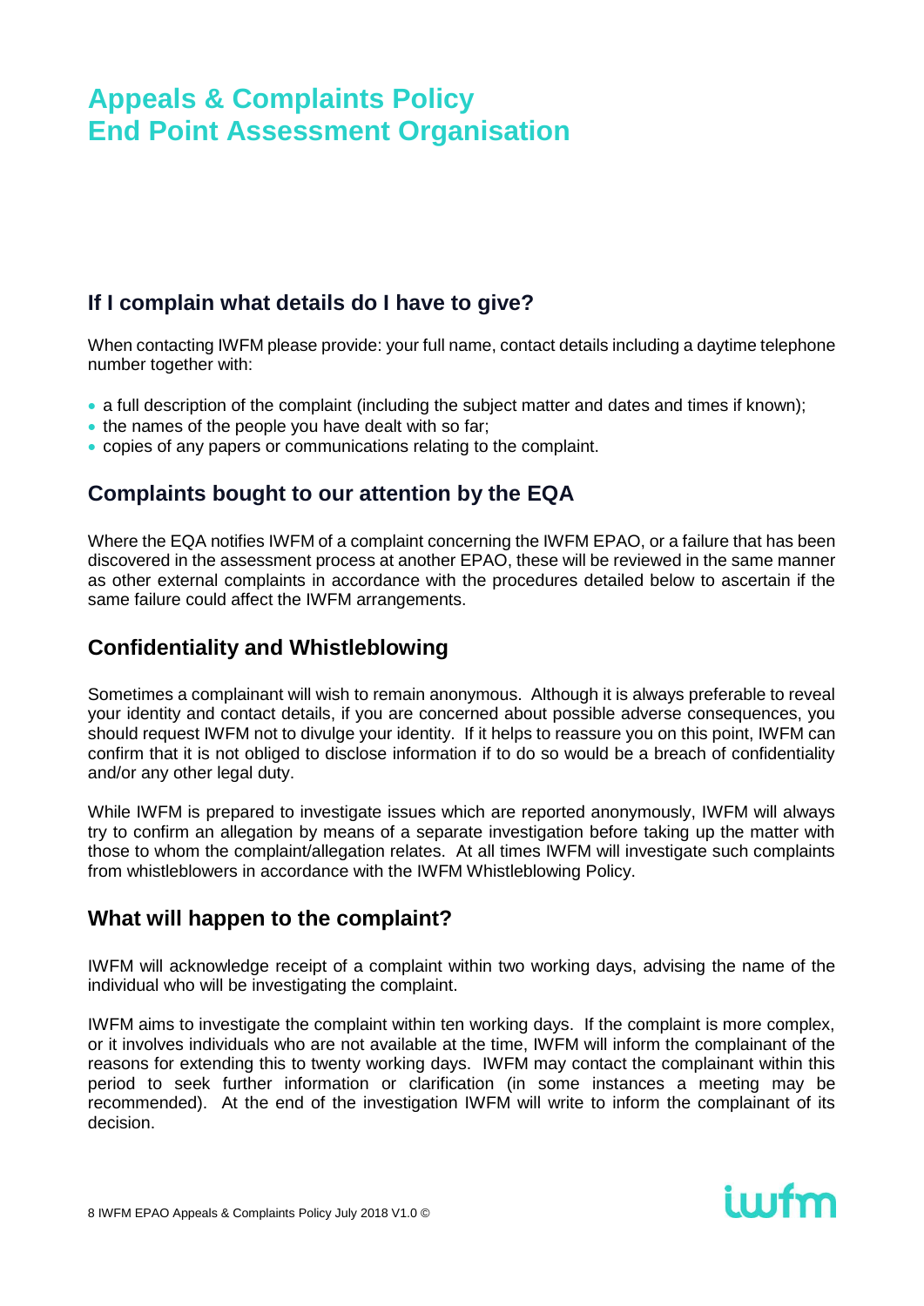# Appeals & Complaints Policy
# End Point Assessment Organisation

## If I complain what details do I have to give?

When contacting IWFM please provide: your full name, contact details including a daytime telephone number together with:

- a full description of the complaint (including the subject matter and dates and times if known);
- the names of the people you have dealt with so far;
- copies of any papers or communications relating to the complaint.

## Complaints bought to our attention by the EQA

Where the EQA notifies IWFM of a complaint concerning the IWFM EPAO, or a failure that has been discovered in the assessment process at another EPAO, these will be reviewed in the same manner as other external complaints in accordance with the procedures detailed below to ascertain if the same failure could affect the IWFM arrangements.

## Confidentiality and Whistleblowing

Sometimes a complainant will wish to remain anonymous. Although it is always preferable to reveal your identity and contact details, if you are concerned about possible adverse consequences, you should request IWFM not to divulge your identity. If it helps to reassure you on this point, IWFM can confirm that it is not obliged to disclose information if to do so would be a breach of confidentiality and/or any other legal duty.

While IWFM is prepared to investigate issues which are reported anonymously, IWFM will always try to confirm an allegation by means of a separate investigation before taking up the matter with those to whom the complaint/allegation relates. At all times IWFM will investigate such complaints from whistleblowers in accordance with the IWFM Whistleblowing Policy.

## What will happen to the complaint?

IWFM will acknowledge receipt of a complaint within two working days, advising the name of the individual who will be investigating the complaint.

IWFM aims to investigate the complaint within ten working days. If the complaint is more complex, or it involves individuals who are not available at the time, IWFM will inform the complainant of the reasons for extending this to twenty working days. IWFM may contact the complainant within this period to seek further information or clarification (in some instances a meeting may be recommended). At the end of the investigation IWFM will write to inform the complainant of its decision.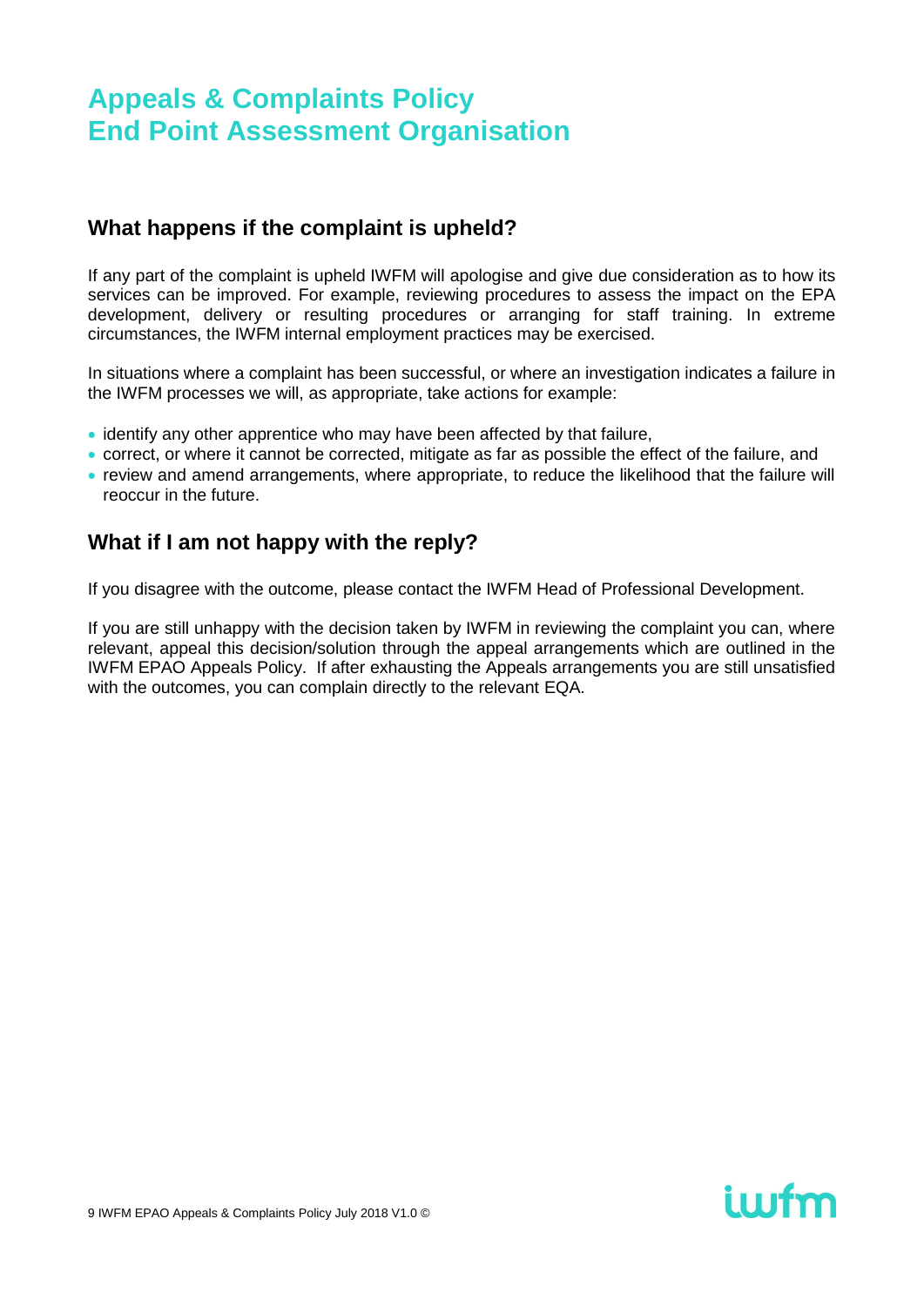# Appeals & Complaints Policy
# End Point Assessment Organisation

## What happens if the complaint is upheld?

If any part of the complaint is upheld IWFM will apologise and give due consideration as to how its services can be improved. For example, reviewing procedures to assess the impact on the EPA development, delivery or resulting procedures or arranging for staff training. In extreme circumstances, the IWFM internal employment practices may be exercised.

In situations where a complaint has been successful, or where an investigation indicates a failure in the IWFM processes we will, as appropriate, take actions for example:

- identify any other apprentice who may have been affected by that failure,
- correct, or where it cannot be corrected, mitigate as far as possible the effect of the failure, and
- review and amend arrangements, where appropriate, to reduce the likelihood that the failure will reoccur in the future.

## What if I am not happy with the reply?

If you disagree with the outcome, please contact the IWFM Head of Professional Development.

If you are still unhappy with the decision taken by IWFM in reviewing the complaint you can, where relevant, appeal this decision/solution through the appeal arrangements which are outlined in the IWFM EPAO Appeals Policy. If after exhausting the Appeals arrangements you are still unsatisfied with the outcomes, you can complain directly to the relevant EQA.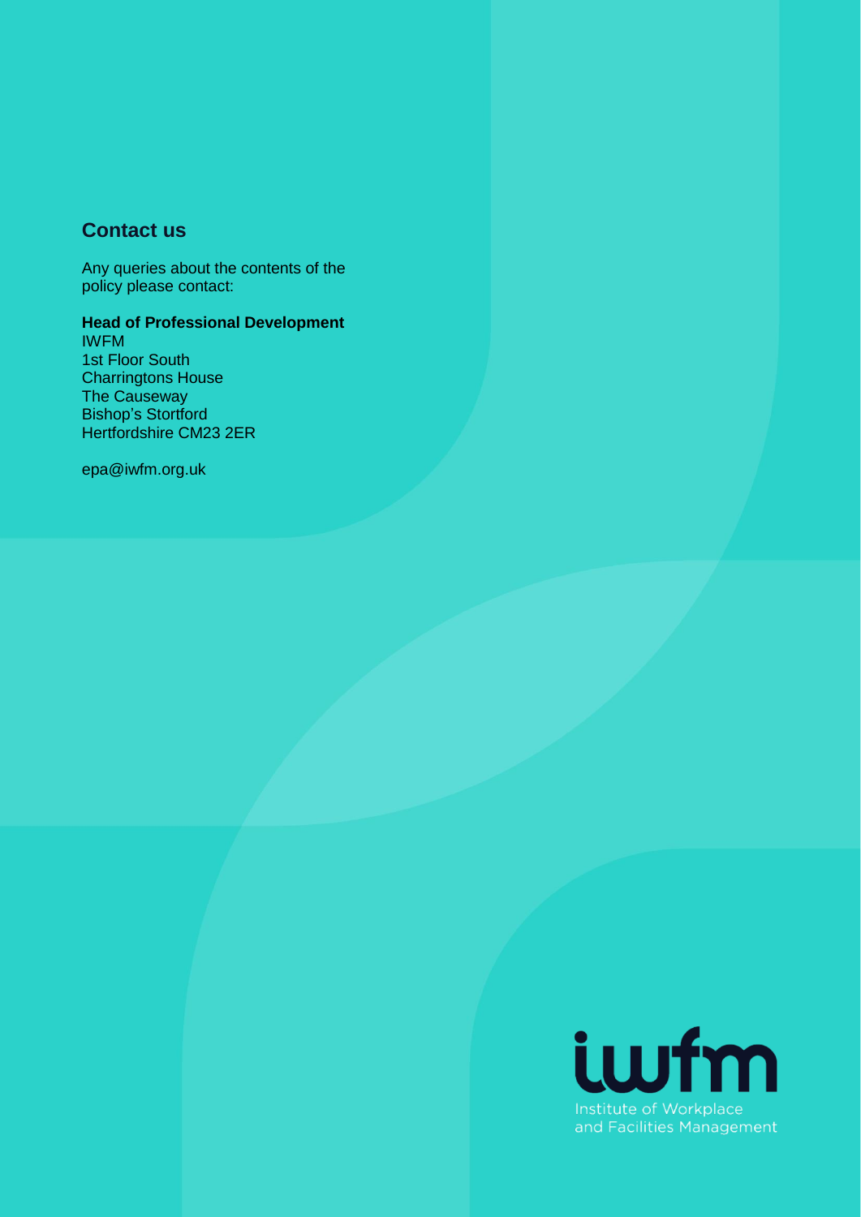## Contact us

Any queries about the contents of the policy please contact:

**Head of Professional Development**
IWFM
1st Floor South
Charringtons House
The Causeway
Bishop's Stortford
Hertfordshire CM23 2ER

epa@iwfm.org.uk

iwfm
Institute of Workplace and Facilities Management